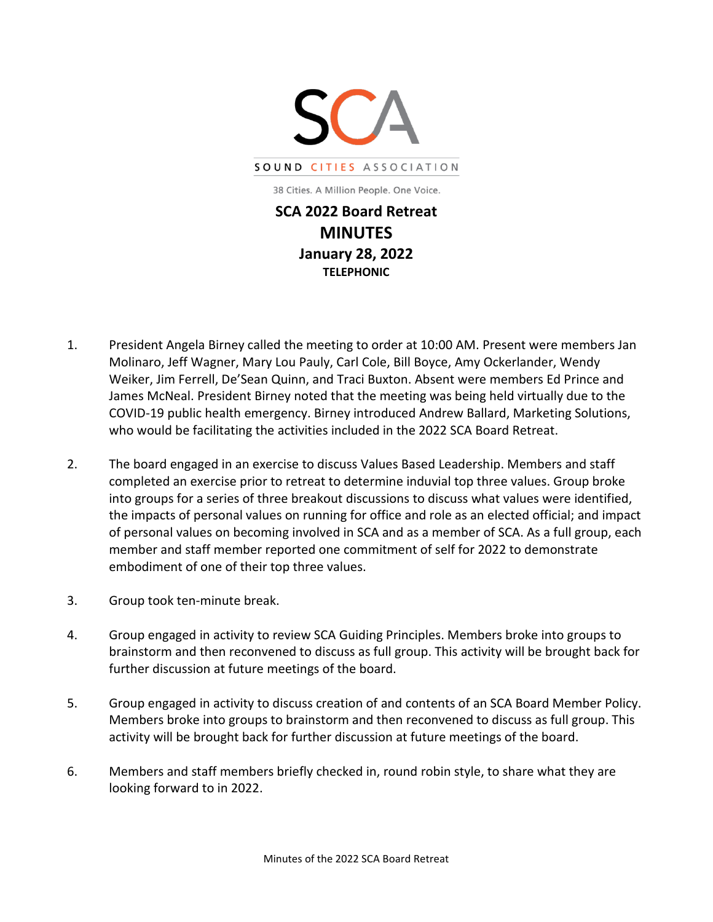SCA

SOUND CITIES ASSOCIATION

38 Cities. A Million People. One Voice.

# SCA 2022 Board Retreat
# MINUTES
## January 28, 2022
### TELEPHONIC

1. President Angela Birney called the meeting to order at 10:00 AM. Present were members Jan Molinaro, Jeff Wagner, Mary Lou Pauly, Carl Cole, Bill Boyce, Amy Ockerlander, Wendy Weiker, Jim Ferrell, De'Sean Quinn, and Traci Buxton. Absent were members Ed Prince and James McNeal. President Birney noted that the meeting was being held virtually due to the COVID-19 public health emergency. Birney introduced Andrew Ballard, Marketing Solutions, who would be facilitating the activities included in the 2022 SCA Board Retreat.

2. The board engaged in an exercise to discuss Values Based Leadership. Members and staff completed an exercise prior to retreat to determine induvial top three values. Group broke into groups for a series of three breakout discussions to discuss what values were identified, the impacts of personal values on running for office and role as an elected official; and impact of personal values on becoming involved in SCA and as a member of SCA. As a full group, each member and staff member reported one commitment of self for 2022 to demonstrate embodiment of one of their top three values.

3. Group took ten-minute break.

4. Group engaged in activity to review SCA Guiding Principles. Members broke into groups to brainstorm and then reconvened to discuss as full group. This activity will be brought back for further discussion at future meetings of the board.

5. Group engaged in activity to discuss creation of and contents of an SCA Board Member Policy. Members broke into groups to brainstorm and then reconvened to discuss as full group. This activity will be brought back for further discussion at future meetings of the board.

6. Members and staff members briefly checked in, round robin style, to share what they are looking forward to in 2022.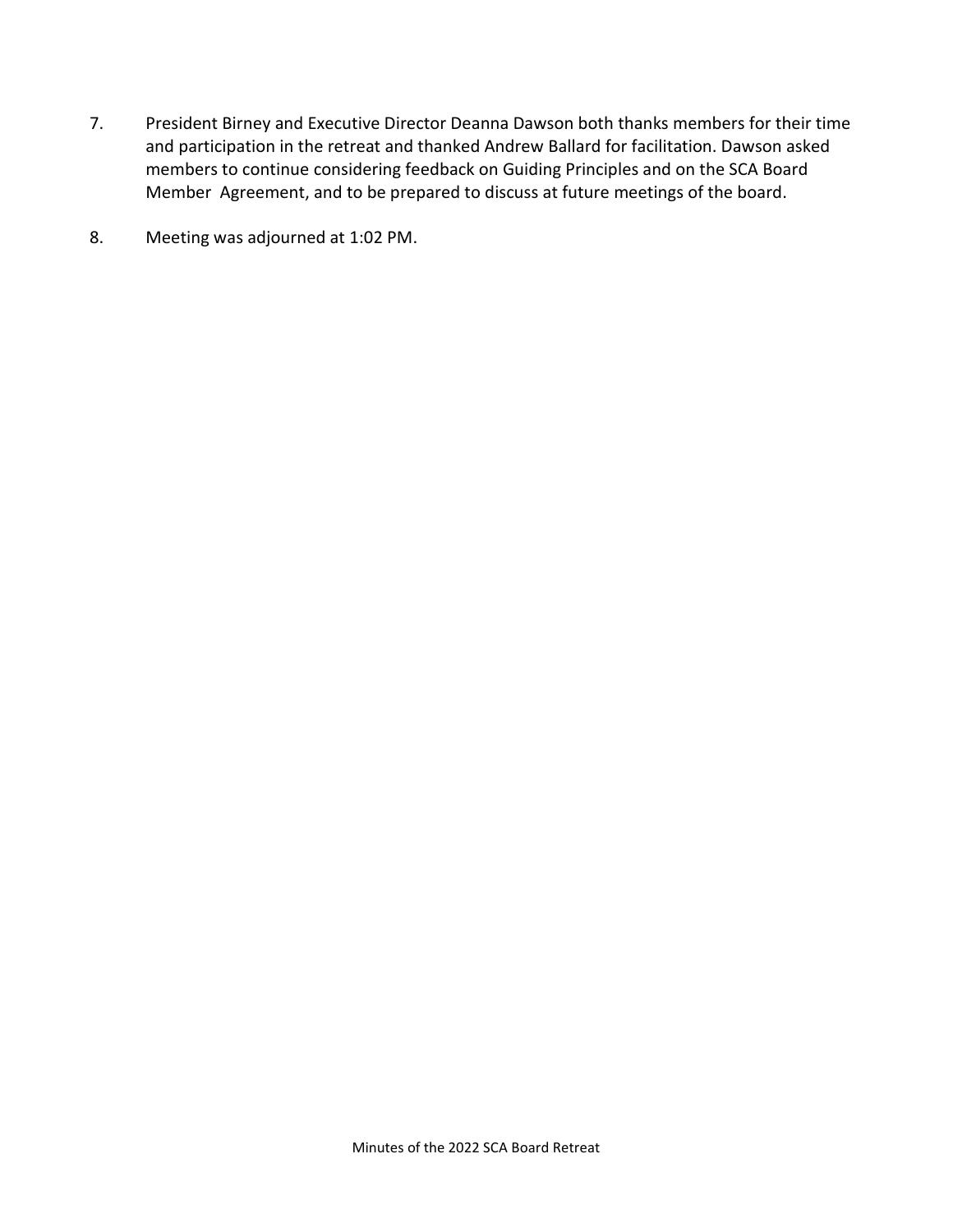7. President Birney and Executive Director Deanna Dawson both thanks members for their time and participation in the retreat and thanked Andrew Ballard for facilitation. Dawson asked members to continue considering feedback on Guiding Principles and on the SCA Board Member Agreement, and to be prepared to discuss at future meetings of the board.

8. Meeting was adjourned at 1:02 PM.